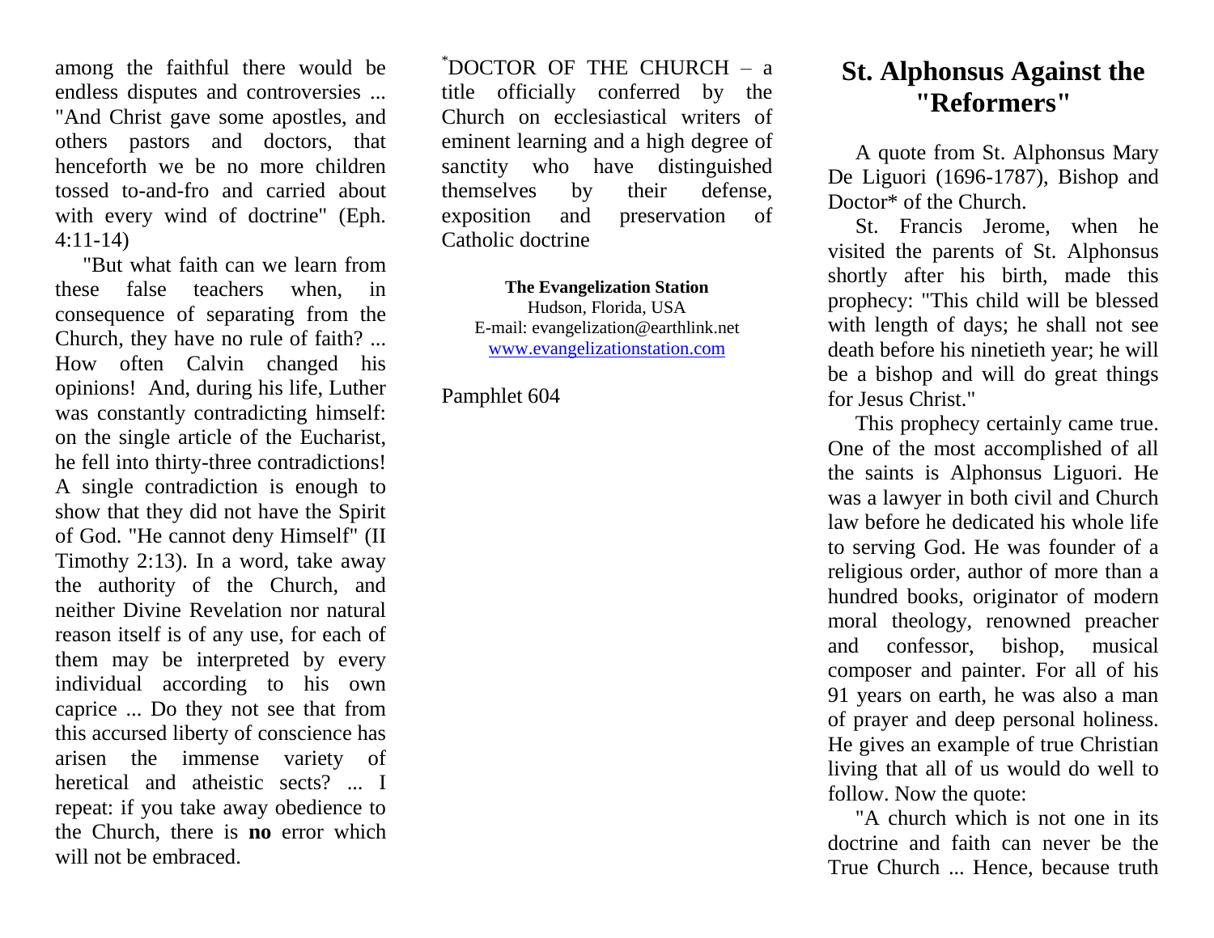among the faithful there would be endless disputes and controversies ... "And Christ gave some apostles, and others pastors and doctors, that henceforth we be no more children tossed to-and-fro and carried about with every wind of doctrine" (Eph. 4:11-14)

"But what faith can we learn from these false teachers when, in consequence of separating from the Church, they have no rule of faith? ... How often Calvin changed his opinions! And, during his life, Luther was constantly contradicting himself: on the single article of the Eucharist, he fell into thirty-three contradictions! A single contradiction is enough to show that they did not have the Spirit of God. "He cannot deny Himself" (II Timothy 2:13). In a word, take away the authority of the Church, and neither Divine Revelation nor natural reason itself is of any use, for each of them may be interpreted by every individual according to his own caprice ... Do they not see that from this accursed liberty of conscience has arisen the immense variety of heretical and atheistic sects? ... I repeat: if you take away obedience to the Church, there is **no** error which will not be embraced.

*DOCTOR OF THE CHURCH – a title officially conferred by the Church on ecclesiastical writers of eminent learning and a high degree of sanctity who have distinguished themselves by their defense, exposition and preservation of Catholic doctrine

**The Evangelization Station**
Hudson, Florida, USA
E-mail: evangelization@earthlink.net
www.evangelizationstation.com

Pamphlet 604

# St. Alphonsus Against the "Reformers"

A quote from St. Alphonsus Mary De Liguori (1696-1787), Bishop and Doctor* of the Church.

St. Francis Jerome, when he visited the parents of St. Alphonsus shortly after his birth, made this prophecy: "This child will be blessed with length of days; he shall not see death before his ninetieth year; he will be a bishop and will do great things for Jesus Christ."

This prophecy certainly came true. One of the most accomplished of all the saints is Alphonsus Liguori. He was a lawyer in both civil and Church law before he dedicated his whole life to serving God. He was founder of a religious order, author of more than a hundred books, originator of modern moral theology, renowned preacher and confessor, bishop, musical composer and painter. For all of his 91 years on earth, he was also a man of prayer and deep personal holiness. He gives an example of true Christian living that all of us would do well to follow. Now the quote:

"A church which is not one in its doctrine and faith can never be the True Church ... Hence, because truth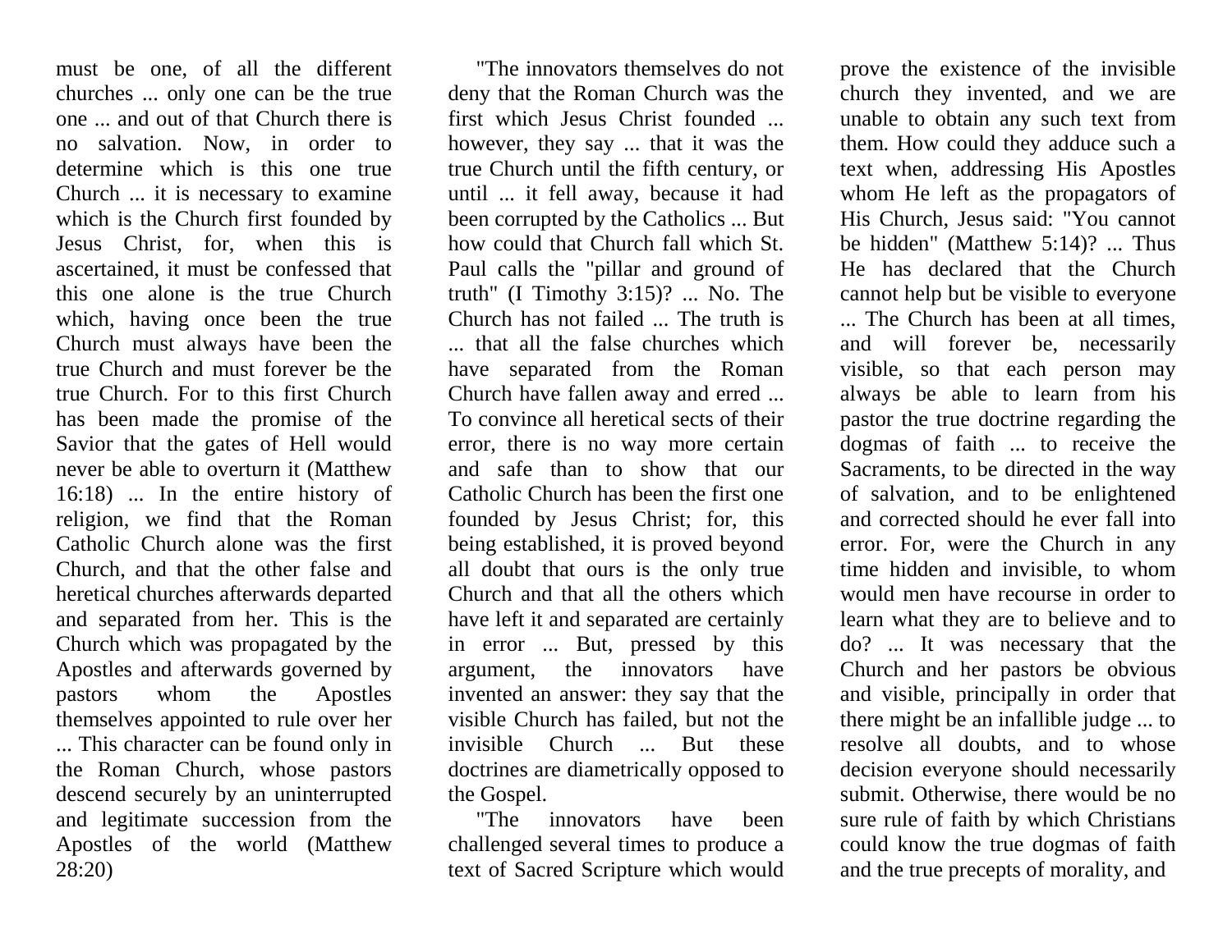must be one, of all the different churches ... only one can be the true one ... and out of that Church there is no salvation. Now, in order to determine which is this one true Church ... it is necessary to examine which is the Church first founded by Jesus Christ, for, when this is ascertained, it must be confessed that this one alone is the true Church which, having once been the true Church must always have been the true Church and must forever be the true Church. For to this first Church has been made the promise of the Savior that the gates of Hell would never be able to overturn it (Matthew 16:18) ... In the entire history of religion, we find that the Roman Catholic Church alone was the first Church, and that the other false and heretical churches afterwards departed and separated from her. This is the Church which was propagated by the Apostles and afterwards governed by pastors whom the Apostles themselves appointed to rule over her ... This character can be found only in the Roman Church, whose pastors descend securely by an uninterrupted and legitimate succession from the Apostles of the world (Matthew 28:20)

"The innovators themselves do not deny that the Roman Church was the first which Jesus Christ founded ... however, they say ... that it was the true Church until the fifth century, or until ... it fell away, because it had been corrupted by the Catholics ... But how could that Church fall which St. Paul calls the "pillar and ground of truth" (I Timothy 3:15)? ... No. The Church has not failed ... The truth is ... that all the false churches which have separated from the Roman Church have fallen away and erred ... To convince all heretical sects of their error, there is no way more certain and safe than to show that our Catholic Church has been the first one founded by Jesus Christ; for, this being established, it is proved beyond all doubt that ours is the only true Church and that all the others which have left it and separated are certainly in error ... But, pressed by this argument, the innovators have invented an answer: they say that the visible Church has failed, but not the invisible Church ... But these doctrines are diametrically opposed to the Gospel.

"The innovators have been challenged several times to produce a text of Sacred Scripture which would prove the existence of the invisible church they invented, and we are unable to obtain any such text from them. How could they adduce such a text when, addressing His Apostles whom He left as the propagators of His Church, Jesus said: "You cannot be hidden" (Matthew 5:14)? ... Thus He has declared that the Church cannot help but be visible to everyone ... The Church has been at all times, and will forever be, necessarily visible, so that each person may always be able to learn from his pastor the true doctrine regarding the dogmas of faith ... to receive the Sacraments, to be directed in the way of salvation, and to be enlightened and corrected should he ever fall into error. For, were the Church in any time hidden and invisible, to whom would men have recourse in order to learn what they are to believe and to do? ... It was necessary that the Church and her pastors be obvious and visible, principally in order that there might be an infallible judge ... to resolve all doubts, and to whose decision everyone should necessarily submit. Otherwise, there would be no sure rule of faith by which Christians could know the true dogmas of faith and the true precepts of morality, and